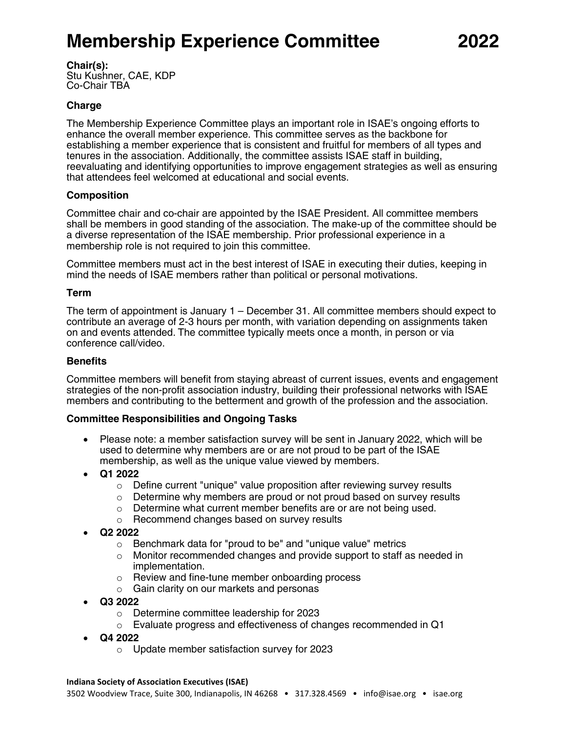# Membership Experience Committee 2022

**Chair(s):**
Stu Kushner, CAE, KDP
Co-Chair TBA

### Charge

The Membership Experience Committee plays an important role in ISAE's ongoing efforts to enhance the overall member experience. This committee serves as the backbone for establishing a member experience that is consistent and fruitful for members of all types and tenures in the association. Additionally, the committee assists ISAE staff in building, reevaluating and identifying opportunities to improve engagement strategies as well as ensuring that attendees feel welcomed at educational and social events.

### Composition

Committee chair and co-chair are appointed by the ISAE President. All committee members shall be members in good standing of the association. The make-up of the committee should be a diverse representation of the ISAE membership. Prior professional experience in a membership role is not required to join this committee.

Committee members must act in the best interest of ISAE in executing their duties, keeping in mind the needs of ISAE members rather than political or personal motivations.

### Term

The term of appointment is January 1 – December 31. All committee members should expect to contribute an average of 2-3 hours per month, with variation depending on assignments taken on and events attended. The committee typically meets once a month, in person or via conference call/video.

### Benefits

Committee members will benefit from staying abreast of current issues, events and engagement strategies of the non-profit association industry, building their professional networks with ISAE members and contributing to the betterment and growth of the profession and the association.

### Committee Responsibilities and Ongoing Tasks

- Please note: a member satisfaction survey will be sent in January 2022, which will be used to determine why members are or are not proud to be part of the ISAE membership, as well as the unique value viewed by members.
- **Q1 2022**
  - Define current "unique" value proposition after reviewing survey results
  - Determine why members are proud or not proud based on survey results
  - Determine what current member benefits are or are not being used.
  - Recommend changes based on survey results
- **Q2 2022**
  - Benchmark data for "proud to be" and "unique value" metrics
  - Monitor recommended changes and provide support to staff as needed in implementation.
  - Review and fine-tune member onboarding process
  - Gain clarity on our markets and personas
- **Q3 2022**
  - Determine committee leadership for 2023
  - Evaluate progress and effectiveness of changes recommended in Q1
- **Q4 2022**
  - Update member satisfaction survey for 2023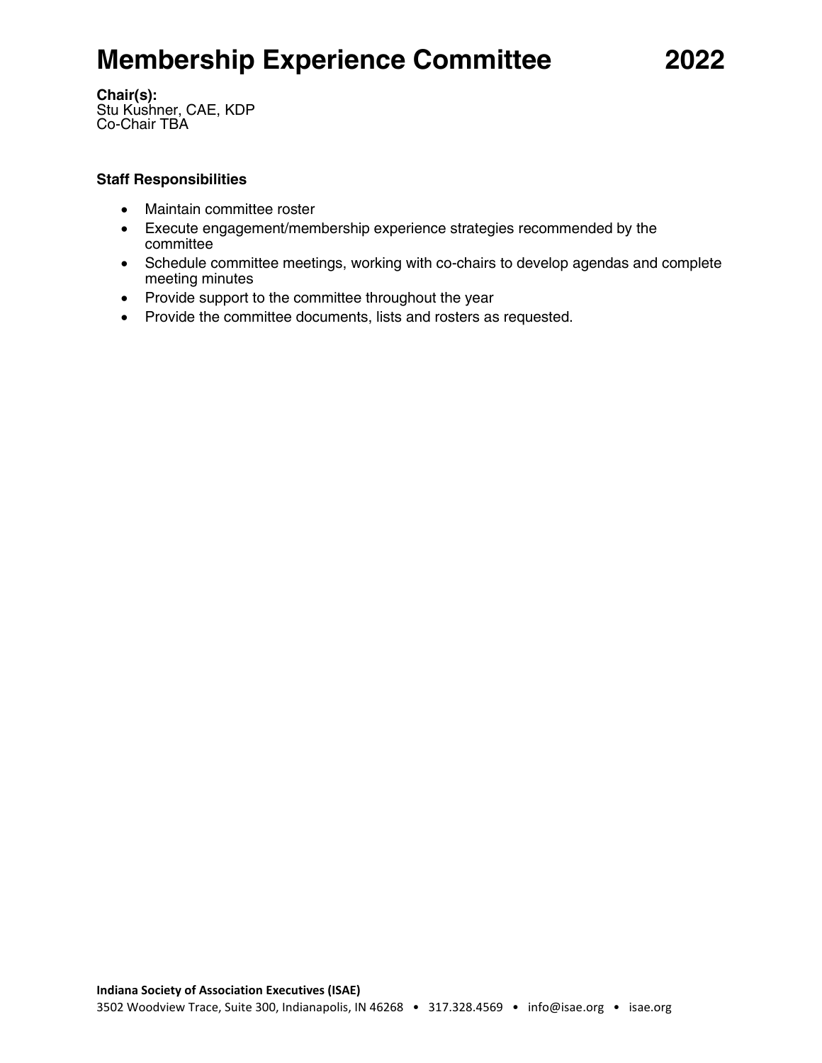# Membership Experience Committee 2022

**Chair(s):**
Stu Kushner, CAE, KDP
Co-Chair TBA

**Staff Responsibilities**

- Maintain committee roster
- Execute engagement/membership experience strategies recommended by the committee
- Schedule committee meetings, working with co-chairs to develop agendas and complete meeting minutes
- Provide support to the committee throughout the year
- Provide the committee documents, lists and rosters as requested.

**Indiana Society of Association Executives (ISAE)**
3502 Woodview Trace, Suite 300, Indianapolis, IN 46268 • 317.328.4569 • info@isae.org • isae.org